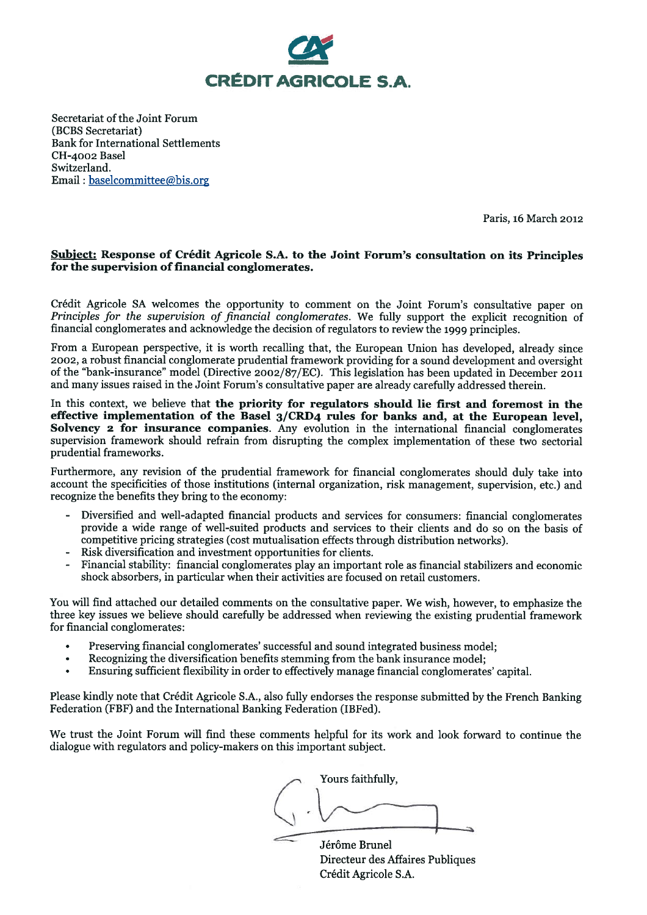**CRÉDIT AGRICOLE S.A.**

Secretariat of the Joint Forum
(BCBS Secretariat)
Bank for International Settlements
CH-4002 Basel
Switzerland.
Email : baselcommittee@bis.org

Paris, 16 March 2012

**Subject: Response of Crédit Agricole S.A. to the Joint Forum's consultation on its Principles for the supervision of financial conglomerates.**

Crédit Agricole SA welcomes the opportunity to comment on the Joint Forum's consultative paper on *Principles for the supervision of financial conglomerates*. We fully support the explicit recognition of financial conglomerates and acknowledge the decision of regulators to review the 1999 principles.

From a European perspective, it is worth recalling that, the European Union has developed, already since 2002, a robust financial conglomerate prudential framework providing for a sound development and oversight of the "bank-insurance" model (Directive 2002/87/EC). This legislation has been updated in December 2011 and many issues raised in the Joint Forum's consultative paper are already carefully addressed therein.

In this context, we believe that **the priority for regulators should lie first and foremost in the effective implementation of the Basel 3/CRD4 rules for banks and, at the European level, Solvency 2 for insurance companies**. Any evolution in the international financial conglomerates supervision framework should refrain from disrupting the complex implementation of these two sectorial prudential frameworks.

Furthermore, any revision of the prudential framework for financial conglomerates should duly take into account the specificities of those institutions (internal organization, risk management, supervision, etc.) and recognize the benefits they bring to the economy:

- Diversified and well-adapted financial products and services for consumers: financial conglomerates provide a wide range of well-suited products and services to their clients and do so on the basis of competitive pricing strategies (cost mutualisation effects through distribution networks).
- Risk diversification and investment opportunities for clients.
- Financial stability: financial conglomerates play an important role as financial stabilizers and economic shock absorbers, in particular when their activities are focused on retail customers.

You will find attached our detailed comments on the consultative paper. We wish, however, to emphasize the three key issues we believe should carefully be addressed when reviewing the existing prudential framework for financial conglomerates:

- Preserving financial conglomerates' successful and sound integrated business model;
- Recognizing the diversification benefits stemming from the bank insurance model;
- Ensuring sufficient flexibility in order to effectively manage financial conglomerates' capital.

Please kindly note that Crédit Agricole S.A., also fully endorses the response submitted by the French Banking Federation (FBF) and the International Banking Federation (IBFed).

We trust the Joint Forum will find these comments helpful for its work and look forward to continue the dialogue with regulators and policy-makers on this important subject.

Yours faithfully,

Jérôme Brunel
Directeur des Affaires Publiques
Crédit Agricole S.A.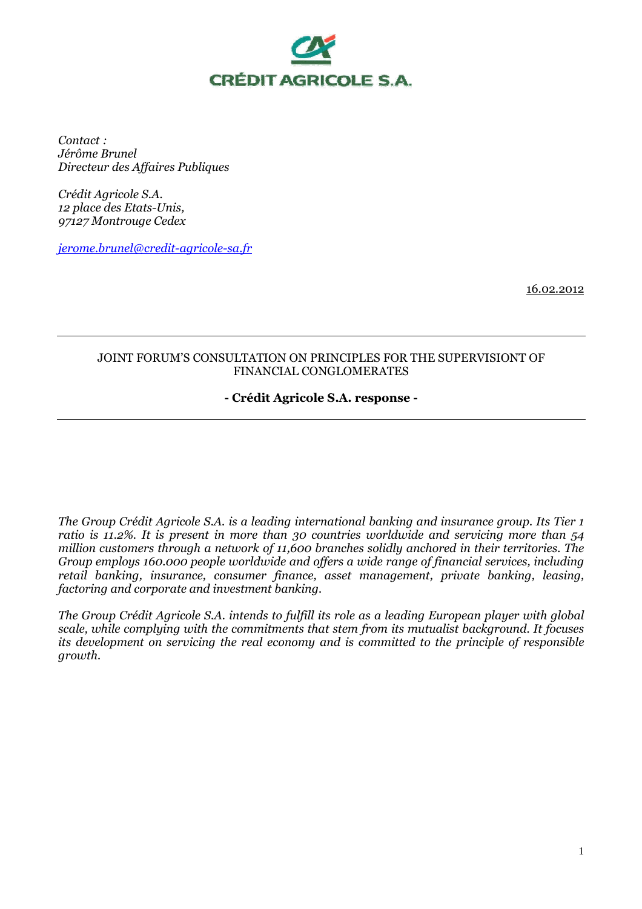# CRÉDIT AGRICOLE S.A.

*Contact :*
*Jérôme Brunel*
*Directeur des Affaires Publiques*

*Crédit Agricole S.A.*
*12 place des Etats-Unis,*
*97127 Montrouge Cedex*

*jerome.brunel@credit-agricole-sa.fr*

16.02.2012

---

JOINT FORUM'S CONSULTATION ON PRINCIPLES FOR THE SUPERVISIONT OF FINANCIAL CONGLOMERATES

**- Crédit Agricole S.A. response -**

---

*The Group Crédit Agricole S.A. is a leading international banking and insurance group. Its Tier 1 ratio is 11.2%. It is present in more than 30 countries worldwide and servicing more than 54 million customers through a network of 11,600 branches solidly anchored in their territories. The Group employs 160.000 people worldwide and offers a wide range of financial services, including retail banking, insurance, consumer finance, asset management, private banking, leasing, factoring and corporate and investment banking.*

*The Group Crédit Agricole S.A. intends to fulfill its role as a leading European player with global scale, while complying with the commitments that stem from its mutualist background. It focuses its development on servicing the real economy and is committed to the principle of responsible growth.*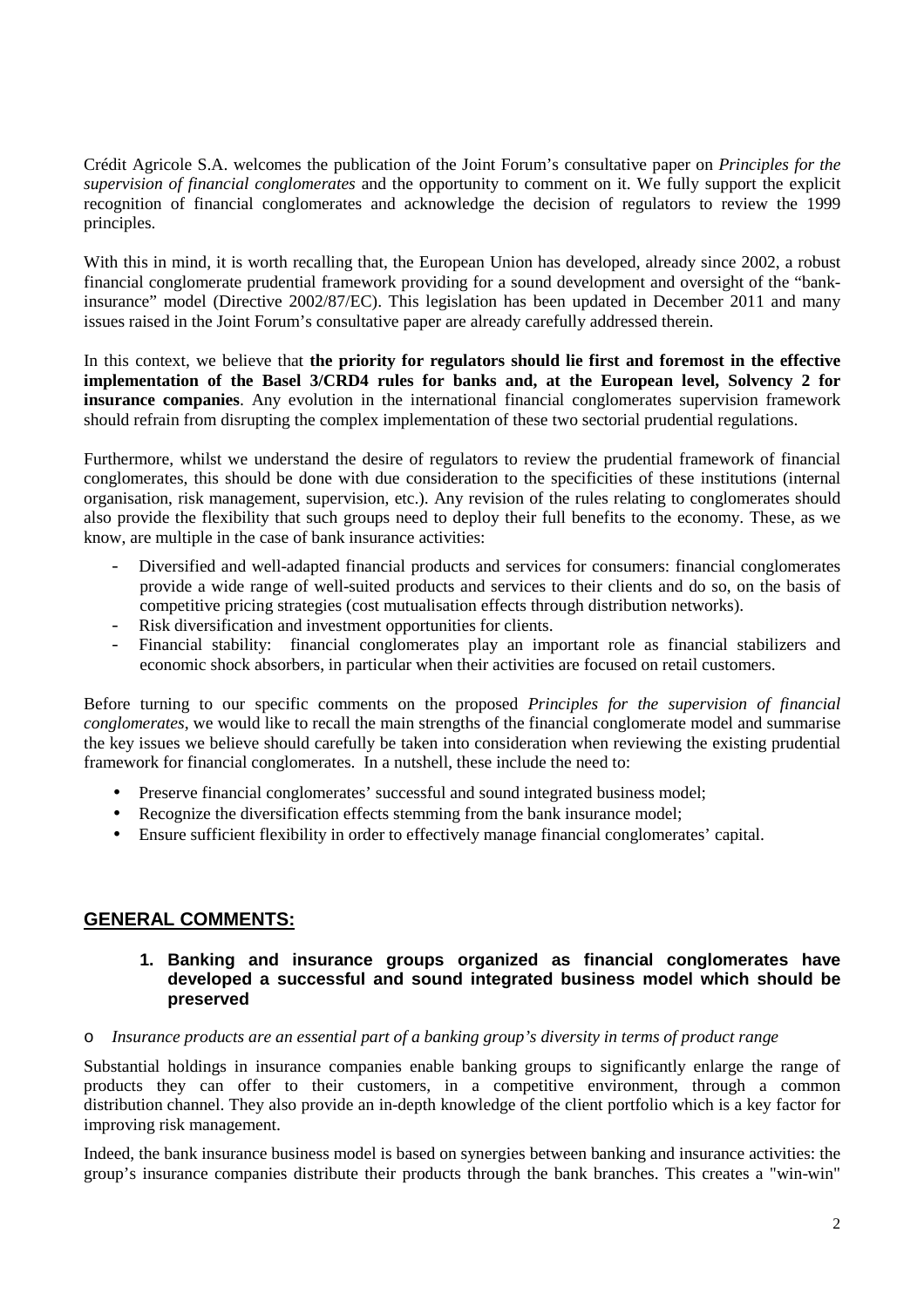Crédit Agricole S.A. welcomes the publication of the Joint Forum's consultative paper on *Principles for the supervision of financial conglomerates* and the opportunity to comment on it. We fully support the explicit recognition of financial conglomerates and acknowledge the decision of regulators to review the 1999 principles.

With this in mind, it is worth recalling that, the European Union has developed, already since 2002, a robust financial conglomerate prudential framework providing for a sound development and oversight of the "bank-insurance" model (Directive 2002/87/EC). This legislation has been updated in December 2011 and many issues raised in the Joint Forum's consultative paper are already carefully addressed therein.

In this context, we believe that **the priority for regulators should lie first and foremost in the effective implementation of the Basel 3/CRD4 rules for banks and, at the European level, Solvency 2 for insurance companies**. Any evolution in the international financial conglomerates supervision framework should refrain from disrupting the complex implementation of these two sectorial prudential regulations.

Furthermore, whilst we understand the desire of regulators to review the prudential framework of financial conglomerates, this should be done with due consideration to the specificities of these institutions (internal organisation, risk management, supervision, etc.). Any revision of the rules relating to conglomerates should also provide the flexibility that such groups need to deploy their full benefits to the economy. These, as we know, are multiple in the case of bank insurance activities:

- Diversified and well-adapted financial products and services for consumers: financial conglomerates provide a wide range of well-suited products and services to their clients and do so, on the basis of competitive pricing strategies (cost mutualisation effects through distribution networks).
- Risk diversification and investment opportunities for clients.
- Financial stability: financial conglomerates play an important role as financial stabilizers and economic shock absorbers, in particular when their activities are focused on retail customers.

Before turning to our specific comments on the proposed *Principles for the supervision of financial conglomerates*, we would like to recall the main strengths of the financial conglomerate model and summarise the key issues we believe should carefully be taken into consideration when reviewing the existing prudential framework for financial conglomerates. In a nutshell, these include the need to:

- Preserve financial conglomerates' successful and sound integrated business model;
- Recognize the diversification effects stemming from the bank insurance model;
- Ensure sufficient flexibility in order to effectively manage financial conglomerates' capital.

## GENERAL COMMENTS:

### 1. Banking and insurance groups organized as financial conglomerates have developed a successful and sound integrated business model which should be preserved

- *Insurance products are an essential part of a banking group's diversity in terms of product range*

Substantial holdings in insurance companies enable banking groups to significantly enlarge the range of products they can offer to their customers, in a competitive environment, through a common distribution channel. They also provide an in-depth knowledge of the client portfolio which is a key factor for improving risk management.

Indeed, the bank insurance business model is based on synergies between banking and insurance activities: the group's insurance companies distribute their products through the bank branches. This creates a "win-win"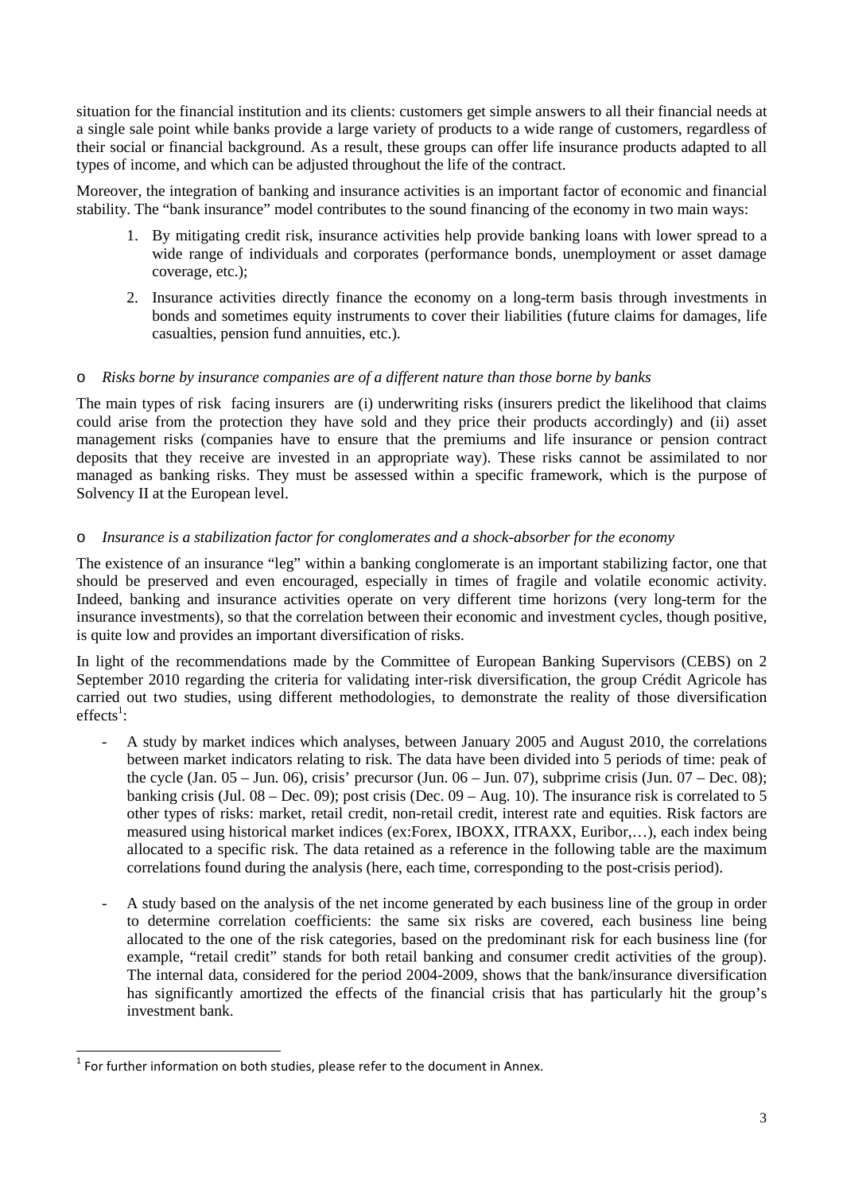situation for the financial institution and its clients: customers get simple answers to all their financial needs at a single sale point while banks provide a large variety of products to a wide range of customers, regardless of their social or financial background. As a result, these groups can offer life insurance products adapted to all types of income, and which can be adjusted throughout the life of the contract.

Moreover, the integration of banking and insurance activities is an important factor of economic and financial stability. The "bank insurance" model contributes to the sound financing of the economy in two main ways:

1. By mitigating credit risk, insurance activities help provide banking loans with lower spread to a wide range of individuals and corporates (performance bonds, unemployment or asset damage coverage, etc.);
2. Insurance activities directly finance the economy on a long-term basis through investments in bonds and sometimes equity instruments to cover their liabilities (future claims for damages, life casualties, pension fund annuities, etc.).

- *Risks borne by insurance companies are of a different nature than those borne by banks*

The main types of risk facing insurers are (i) underwriting risks (insurers predict the likelihood that claims could arise from the protection they have sold and they price their products accordingly) and (ii) asset management risks (companies have to ensure that the premiums and life insurance or pension contract deposits that they receive are invested in an appropriate way). These risks cannot be assimilated to nor managed as banking risks. They must be assessed within a specific framework, which is the purpose of Solvency II at the European level.

- *Insurance is a stabilization factor for conglomerates and a shock-absorber for the economy*

The existence of an insurance "leg" within a banking conglomerate is an important stabilizing factor, one that should be preserved and even encouraged, especially in times of fragile and volatile economic activity. Indeed, banking and insurance activities operate on very different time horizons (very long-term for the insurance investments), so that the correlation between their economic and investment cycles, though positive, is quite low and provides an important diversification of risks.

In light of the recommendations made by the Committee of European Banking Supervisors (CEBS) on 2 September 2010 regarding the criteria for validating inter-risk diversification, the group Crédit Agricole has carried out two studies, using different methodologies, to demonstrate the reality of those diversification effects[1]:

- A study by market indices which analyses, between January 2005 and August 2010, the correlations between market indicators relating to risk. The data have been divided into 5 periods of time: peak of the cycle (Jan. 05 – Jun. 06), crisis' precursor (Jun. 06 – Jun. 07), subprime crisis (Jun. 07 – Dec. 08); banking crisis (Jul. 08 – Dec. 09); post crisis (Dec. 09 – Aug. 10). The insurance risk is correlated to 5 other types of risks: market, retail credit, non-retail credit, interest rate and equities. Risk factors are measured using historical market indices (ex:Forex, IBOXX, ITRAXX, Euribor,…), each index being allocated to a specific risk. The data retained as a reference in the following table are the maximum correlations found during the analysis (here, each time, corresponding to the post-crisis period).
- A study based on the analysis of the net income generated by each business line of the group in order to determine correlation coefficients: the same six risks are covered, each business line being allocated to the one of the risk categories, based on the predominant risk for each business line (for example, "retail credit" stands for both retail banking and consumer credit activities of the group). The internal data, considered for the period 2004-2009, shows that the bank/insurance diversification has significantly amortized the effects of the financial crisis that has particularly hit the group's investment bank.

[1] For further information on both studies, please refer to the document in Annex.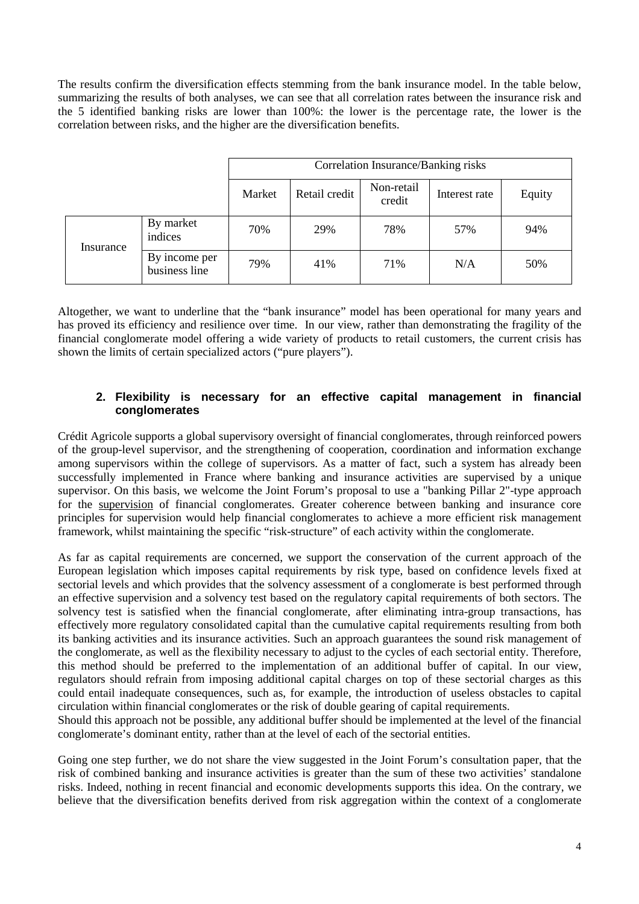The results confirm the diversification effects stemming from the bank insurance model. In the table below, summarizing the results of both analyses, we can see that all correlation rates between the insurance risk and the 5 identified banking risks are lower than 100%: the lower is the percentage rate, the lower is the correlation between risks, and the higher are the diversification benefits.

| | | Correlation Insurance/Banking risks | | | | |
|---|---|---|---|---|---|---|
| | | Market | Retail credit | Non-retail credit | Interest rate | Equity |
| Insurance | By market indices | 70% | 29% | 78% | 57% | 94% |
| | By income per business line | 79% | 41% | 71% | N/A | 50% |

Altogether, we want to underline that the "bank insurance" model has been operational for many years and has proved its efficiency and resilience over time. In our view, rather than demonstrating the fragility of the financial conglomerate model offering a wide variety of products to retail customers, the current crisis has shown the limits of certain specialized actors ("pure players").

## 2. Flexibility is necessary for an effective capital management in financial conglomerates

Crédit Agricole supports a global supervisory oversight of financial conglomerates, through reinforced powers of the group-level supervisor, and the strengthening of cooperation, coordination and information exchange among supervisors within the college of supervisors. As a matter of fact, such a system has already been successfully implemented in France where banking and insurance activities are supervised by a unique supervisor. On this basis, we welcome the Joint Forum's proposal to use a "banking Pillar 2"-type approach for the supervision of financial conglomerates. Greater coherence between banking and insurance core principles for supervision would help financial conglomerates to achieve a more efficient risk management framework, whilst maintaining the specific "risk-structure" of each activity within the conglomerate.

As far as capital requirements are concerned, we support the conservation of the current approach of the European legislation which imposes capital requirements by risk type, based on confidence levels fixed at sectorial levels and which provides that the solvency assessment of a conglomerate is best performed through an effective supervision and a solvency test based on the regulatory capital requirements of both sectors. The solvency test is satisfied when the financial conglomerate, after eliminating intra-group transactions, has effectively more regulatory consolidated capital than the cumulative capital requirements resulting from both its banking activities and its insurance activities. Such an approach guarantees the sound risk management of the conglomerate, as well as the flexibility necessary to adjust to the cycles of each sectorial entity. Therefore, this method should be preferred to the implementation of an additional buffer of capital. In our view, regulators should refrain from imposing additional capital charges on top of these sectorial charges as this could entail inadequate consequences, such as, for example, the introduction of useless obstacles to capital circulation within financial conglomerates or the risk of double gearing of capital requirements.
Should this approach not be possible, any additional buffer should be implemented at the level of the financial conglomerate's dominant entity, rather than at the level of each of the sectorial entities.

Going one step further, we do not share the view suggested in the Joint Forum's consultation paper, that the risk of combined banking and insurance activities is greater than the sum of these two activities' standalone risks. Indeed, nothing in recent financial and economic developments supports this idea. On the contrary, we believe that the diversification benefits derived from risk aggregation within the context of a conglomerate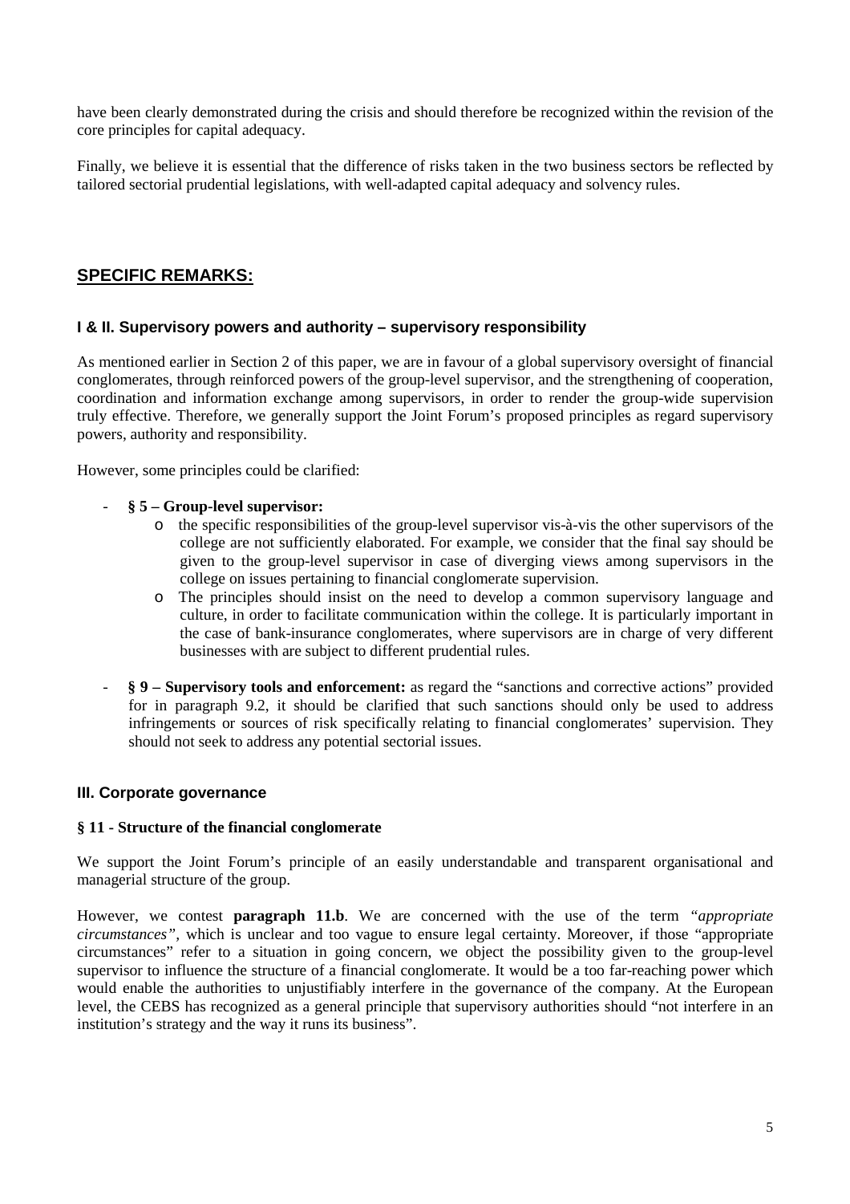have been clearly demonstrated during the crisis and should therefore be recognized within the revision of the core principles for capital adequacy.

Finally, we believe it is essential that the difference of risks taken in the two business sectors be reflected by tailored sectorial prudential legislations, with well-adapted capital adequacy and solvency rules.

## SPECIFIC REMARKS:

### I & II. Supervisory powers and authority – supervisory responsibility

As mentioned earlier in Section 2 of this paper, we are in favour of a global supervisory oversight of financial conglomerates, through reinforced powers of the group-level supervisor, and the strengthening of cooperation, coordination and information exchange among supervisors, in order to render the group-wide supervision truly effective. Therefore, we generally support the Joint Forum's proposed principles as regard supervisory powers, authority and responsibility.

However, some principles could be clarified:

- **§ 5 – Group-level supervisor:**
  - the specific responsibilities of the group-level supervisor vis-à-vis the other supervisors of the college are not sufficiently elaborated. For example, we consider that the final say should be given to the group-level supervisor in case of diverging views among supervisors in the college on issues pertaining to financial conglomerate supervision.
  - The principles should insist on the need to develop a common supervisory language and culture, in order to facilitate communication within the college. It is particularly important in the case of bank-insurance conglomerates, where supervisors are in charge of very different businesses with are subject to different prudential rules.
- **§ 9 – Supervisory tools and enforcement:** as regard the "sanctions and corrective actions" provided for in paragraph 9.2, it should be clarified that such sanctions should only be used to address infringements or sources of risk specifically relating to financial conglomerates' supervision. They should not seek to address any potential sectorial issues.

### III. Corporate governance

#### § 11 - Structure of the financial conglomerate

We support the Joint Forum's principle of an easily understandable and transparent organisational and managerial structure of the group.

However, we contest **paragraph 11.b**. We are concerned with the use of the term "*appropriate circumstances*", which is unclear and too vague to ensure legal certainty. Moreover, if those "appropriate circumstances" refer to a situation in going concern, we object the possibility given to the group-level supervisor to influence the structure of a financial conglomerate. It would be a too far-reaching power which would enable the authorities to unjustifiably interfere in the governance of the company. At the European level, the CEBS has recognized as a general principle that supervisory authorities should "not interfere in an institution's strategy and the way it runs its business".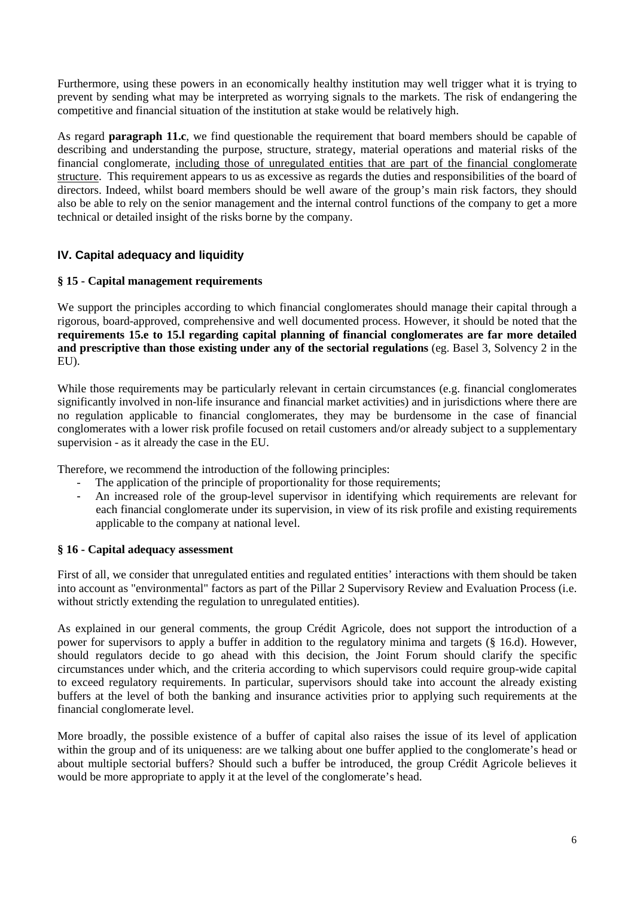Furthermore, using these powers in an economically healthy institution may well trigger what it is trying to prevent by sending what may be interpreted as worrying signals to the markets. The risk of endangering the competitive and financial situation of the institution at stake would be relatively high.

As regard **paragraph 11.c**, we find questionable the requirement that board members should be capable of describing and understanding the purpose, structure, strategy, material operations and material risks of the financial conglomerate, <u>including those of unregulated entities that are part of the financial conglomerate structure</u>. This requirement appears to us as excessive as regards the duties and responsibilities of the board of directors. Indeed, whilst board members should be well aware of the group's main risk factors, they should also be able to rely on the senior management and the internal control functions of the company to get a more technical or detailed insight of the risks borne by the company.

## IV. Capital adequacy and liquidity

### § 15 - Capital management requirements

We support the principles according to which financial conglomerates should manage their capital through a rigorous, board-approved, comprehensive and well documented process. However, it should be noted that the **requirements 15.e to 15.l regarding capital planning of financial conglomerates are far more detailed and prescriptive than those existing under any of the sectorial regulations** (eg. Basel 3, Solvency 2 in the EU).

While those requirements may be particularly relevant in certain circumstances (e.g. financial conglomerates significantly involved in non-life insurance and financial market activities) and in jurisdictions where there are no regulation applicable to financial conglomerates, they may be burdensome in the case of financial conglomerates with a lower risk profile focused on retail customers and/or already subject to a supplementary supervision - as it already the case in the EU.

Therefore, we recommend the introduction of the following principles:

- The application of the principle of proportionality for those requirements;
- An increased role of the group-level supervisor in identifying which requirements are relevant for each financial conglomerate under its supervision, in view of its risk profile and existing requirements applicable to the company at national level.

### § 16 - Capital adequacy assessment

First of all, we consider that unregulated entities and regulated entities' interactions with them should be taken into account as "environmental" factors as part of the Pillar 2 Supervisory Review and Evaluation Process (i.e. without strictly extending the regulation to unregulated entities).

As explained in our general comments, the group Crédit Agricole, does not support the introduction of a power for supervisors to apply a buffer in addition to the regulatory minima and targets (§ 16.d). However, should regulators decide to go ahead with this decision, the Joint Forum should clarify the specific circumstances under which, and the criteria according to which supervisors could require group-wide capital to exceed regulatory requirements. In particular, supervisors should take into account the already existing buffers at the level of both the banking and insurance activities prior to applying such requirements at the financial conglomerate level.

More broadly, the possible existence of a buffer of capital also raises the issue of its level of application within the group and of its uniqueness: are we talking about one buffer applied to the conglomerate's head or about multiple sectorial buffers? Should such a buffer be introduced, the group Crédit Agricole believes it would be more appropriate to apply it at the level of the conglomerate's head.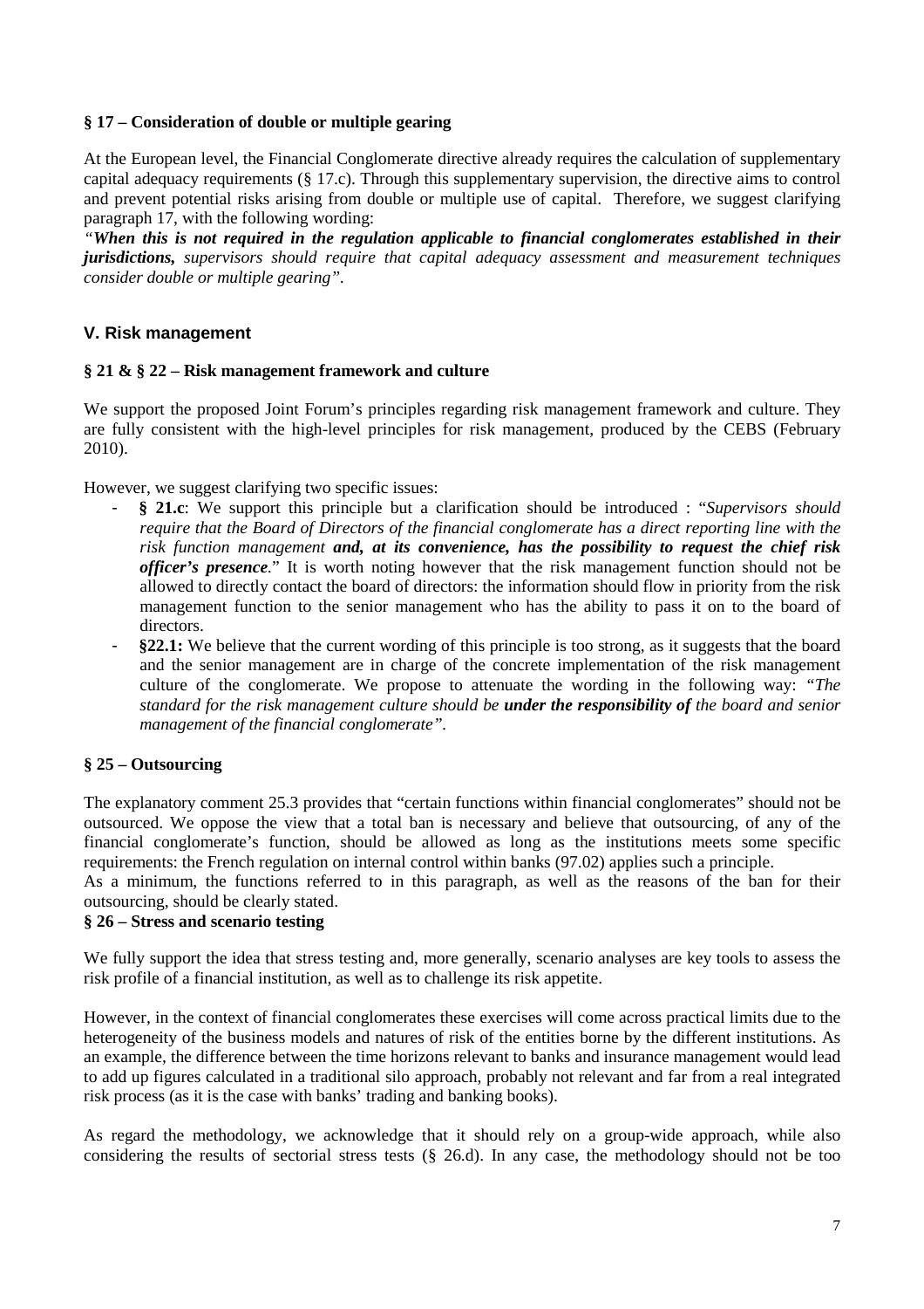**§ 17 – Consideration of double or multiple gearing**

At the European level, the Financial Conglomerate directive already requires the calculation of supplementary capital adequacy requirements (§ 17.c). Through this supplementary supervision, the directive aims to control and prevent potential risks arising from double or multiple use of capital. Therefore, we suggest clarifying paragraph 17, with the following wording:

*"**When this is not required in the regulation applicable to financial conglomerates established in their jurisdictions,** supervisors should require that capital adequacy assessment and measurement techniques consider double or multiple gearing".*

## V. Risk management

**§ 21 & § 22 – Risk management framework and culture**

We support the proposed Joint Forum's principles regarding risk management framework and culture. They are fully consistent with the high-level principles for risk management, produced by the CEBS (February 2010).

However, we suggest clarifying two specific issues:

- **§ 21.c**: We support this principle but a clarification should be introduced : "*Supervisors should require that the Board of Directors of the financial conglomerate has a direct reporting line with the risk function management **and, at its convenience, has the possibility to request the chief risk officer's presence**.*" It is worth noting however that the risk management function should not be allowed to directly contact the board of directors: the information should flow in priority from the risk management function to the senior management who has the ability to pass it on to the board of directors.
- **§22.1:** We believe that the current wording of this principle is too strong, as it suggests that the board and the senior management are in charge of the concrete implementation of the risk management culture of the conglomerate. We propose to attenuate the wording in the following way: *"The standard for the risk management culture should be **under the responsibility of** the board and senior management of the financial conglomerate".*

**§ 25 – Outsourcing**

The explanatory comment 25.3 provides that "certain functions within financial conglomerates" should not be outsourced. We oppose the view that a total ban is necessary and believe that outsourcing, of any of the financial conglomerate's function, should be allowed as long as the institutions meets some specific requirements: the French regulation on internal control within banks (97.02) applies such a principle.

As a minimum, the functions referred to in this paragraph, as well as the reasons of the ban for their outsourcing, should be clearly stated.

**§ 26 – Stress and scenario testing**

We fully support the idea that stress testing and, more generally, scenario analyses are key tools to assess the risk profile of a financial institution, as well as to challenge its risk appetite.

However, in the context of financial conglomerates these exercises will come across practical limits due to the heterogeneity of the business models and natures of risk of the entities borne by the different institutions. As an example, the difference between the time horizons relevant to banks and insurance management would lead to add up figures calculated in a traditional silo approach, probably not relevant and far from a real integrated risk process (as it is the case with banks' trading and banking books).

As regard the methodology, we acknowledge that it should rely on a group-wide approach, while also considering the results of sectorial stress tests (§ 26.d). In any case, the methodology should not be too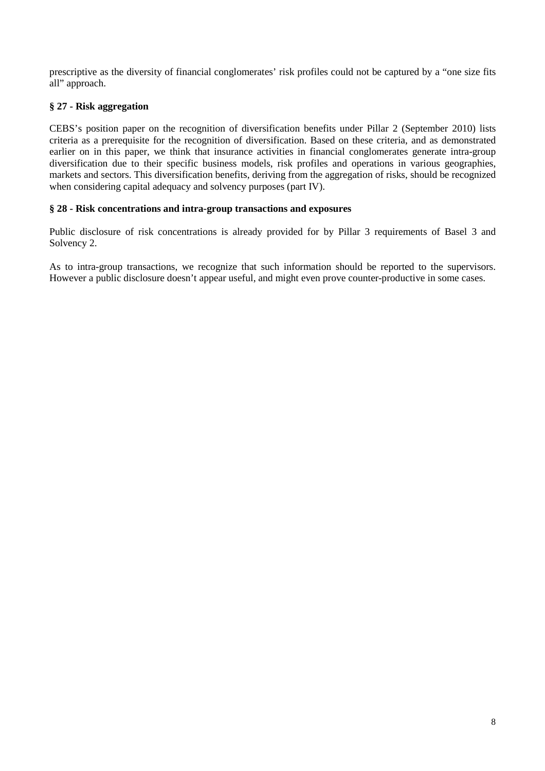prescriptive as the diversity of financial conglomerates' risk profiles could not be captured by a "one size fits all" approach.

**§ 27 - Risk aggregation**

CEBS's position paper on the recognition of diversification benefits under Pillar 2 (September 2010) lists criteria as a prerequisite for the recognition of diversification. Based on these criteria, and as demonstrated earlier on in this paper, we think that insurance activities in financial conglomerates generate intra-group diversification due to their specific business models, risk profiles and operations in various geographies, markets and sectors. This diversification benefits, deriving from the aggregation of risks, should be recognized when considering capital adequacy and solvency purposes (part IV).

**§ 28 - Risk concentrations and intra-group transactions and exposures**

Public disclosure of risk concentrations is already provided for by Pillar 3 requirements of Basel 3 and Solvency 2.

As to intra-group transactions, we recognize that such information should be reported to the supervisors. However a public disclosure doesn't appear useful, and might even prove counter-productive in some cases.